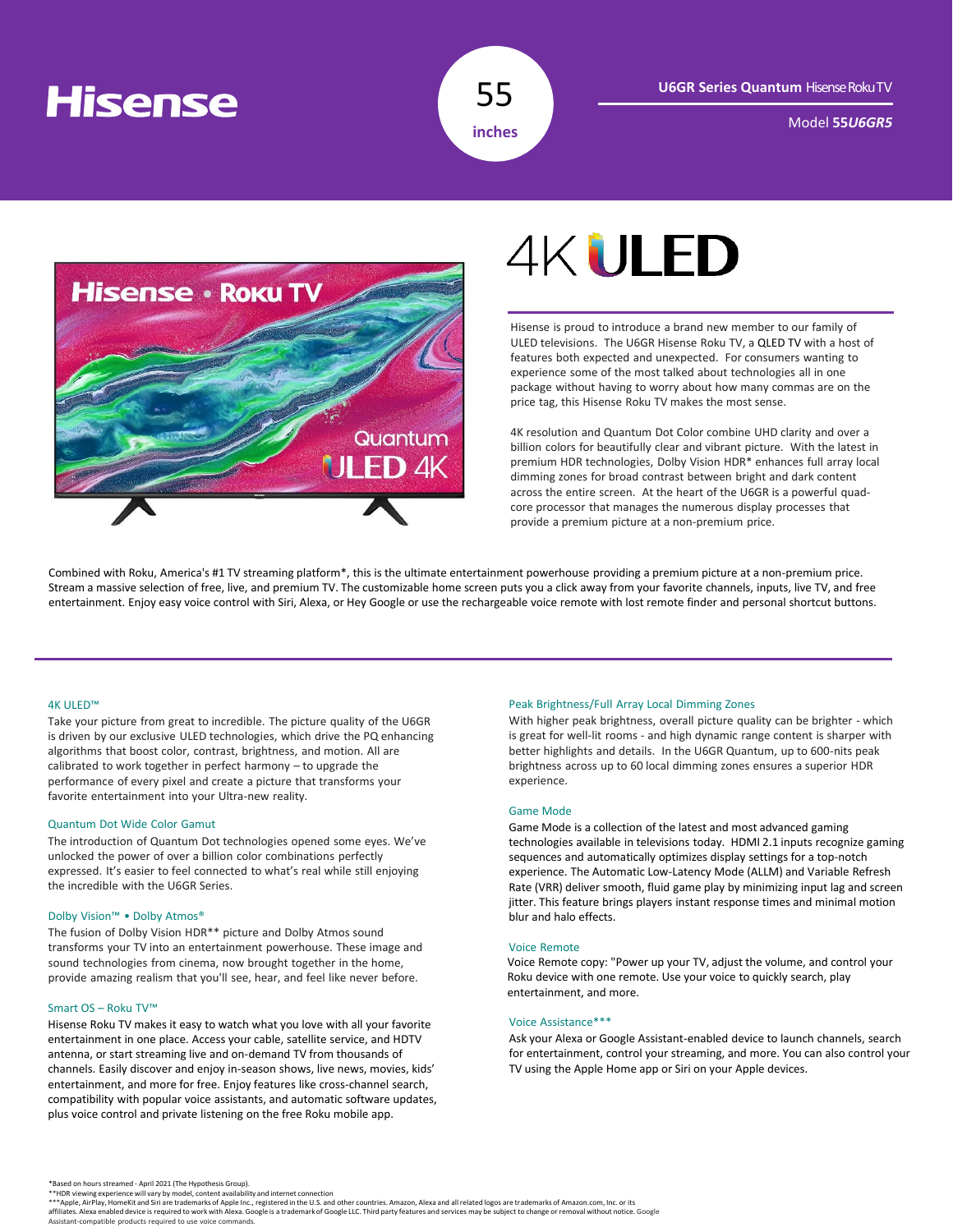# Hisense

55 inches

**U6GR Series Quantum** Hisense Roku TV

Model **55*U6GR5***

## 4K ULED

Hisense is proud to introduce a brand new member to our family of ULED televisions. The U6GR Hisense Roku TV, a QLED TV with a host of features both expected and unexpected. For consumers wanting to experience some of the most talked about technologies all in one package without having to worry about how many commas are on the price tag, this Hisense Roku TV makes the most sense.

4K resolution and Quantum Dot Color combine UHD clarity and over a billion colors for beautifully clear and vibrant picture. With the latest in premium HDR technologies, Dolby Vision HDR* enhances full array local dimming zones for broad contrast between bright and dark content across the entire screen. At the heart of the U6GR is a powerful quad-core processor that manages the numerous display processes that provide a premium picture at a non-premium price.

Combined with Roku, America's #1 TV streaming platform*, this is the ultimate entertainment powerhouse providing a premium picture at a non-premium price. Stream a massive selection of free, live, and premium TV. The customizable home screen puts you a click away from your favorite channels, inputs, live TV, and free entertainment. Enjoy easy voice control with Siri, Alexa, or Hey Google or use the rechargeable voice remote with lost remote finder and personal shortcut buttons.

### 4K ULED™

Take your picture from great to incredible. The picture quality of the U6GR is driven by our exclusive ULED technologies, which drive the PQ enhancing algorithms that boost color, contrast, brightness, and motion. All are calibrated to work together in perfect harmony – to upgrade the performance of every pixel and create a picture that transforms your favorite entertainment into your Ultra-new reality.

### Quantum Dot Wide Color Gamut

The introduction of Quantum Dot technologies opened some eyes. We've unlocked the power of over a billion color combinations perfectly expressed. It's easier to feel connected to what's real while still enjoying the incredible with the U6GR Series.

### Dolby Vision™ • Dolby Atmos®

The fusion of Dolby Vision HDR** picture and Dolby Atmos sound transforms your TV into an entertainment powerhouse. These image and sound technologies from cinema, now brought together in the home, provide amazing realism that you'll see, hear, and feel like never before.

### Smart OS – Roku TV™

Hisense Roku TV makes it easy to watch what you love with all your favorite entertainment in one place. Access your cable, satellite service, and HDTV antenna, or start streaming live and on-demand TV from thousands of channels. Easily discover and enjoy in-season shows, live news, movies, kids' entertainment, and more for free. Enjoy features like cross-channel search, compatibility with popular voice assistants, and automatic software updates, plus voice control and private listening on the free Roku mobile app.

### Peak Brightness/Full Array Local Dimming Zones

With higher peak brightness, overall picture quality can be brighter - which is great for well-lit rooms - and high dynamic range content is sharper with better highlights and details. In the U6GR Quantum, up to 600-nits peak brightness across up to 60 local dimming zones ensures a superior HDR experience.

### Game Mode

Game Mode is a collection of the latest and most advanced gaming technologies available in televisions today. HDMI 2.1 inputs recognize gaming sequences and automatically optimizes display settings for a top-notch experience. The Automatic Low-Latency Mode (ALLM) and Variable Refresh Rate (VRR) deliver smooth, fluid game play by minimizing input lag and screen jitter. This feature brings players instant response times and minimal motion blur and halo effects.

### Voice Remote

Voice Remote copy: "Power up your TV, adjust the volume, and control your Roku device with one remote. Use your voice to quickly search, play entertainment, and more.

### Voice Assistance***

Ask your Alexa or Google Assistant-enabled device to launch channels, search for entertainment, control your streaming, and more. You can also control your TV using the Apple Home app or Siri on your Apple devices.

*Based on hours streamed - April 2021 (The Hypothesis Group).
**HDR viewing experience will vary by model, content availability and internet connection
***Apple, AirPlay, HomeKit and Siri are trademarks of Apple Inc., registered in the U.S. and other countries. Amazon, Alexa and all related logos are trademarks of Amazon.com, Inc. or its affiliates. Alexa enabled device is required to work with Alexa. Google is a trademark of Google LLC. Third party features and services may be subject to change or removal without notice. Google Assistant-compatible products required to use voice commands.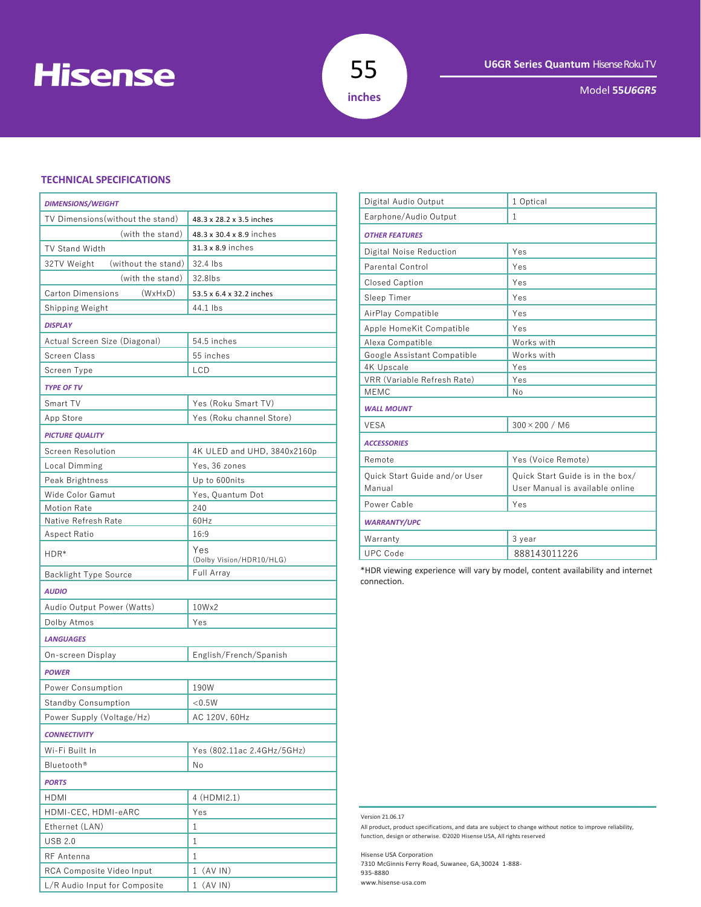Hisense

55 inches

**U6GR Series Quantum** Hisense Roku TV

Model **55U6GR5**

## TECHNICAL SPECIFICATIONS

| | |
|---|---|
| ***DIMENSIONS/WEIGHT*** | |
| TV Dimensions(without the stand) | 48.3 x 28.2 x 3.5 inches |
| (with the stand) | 48.3 x 30.4 x 8.9 inches |
| TV Stand Width | 31.3 x 8.9 inches |
| 32TV Weight (without the stand) | 32.4 lbs |
| (with the stand) | 32.8lbs |
| Carton Dimensions (WxHxD) | 53.5 x 6.4 x 32.2 inches |
| Shipping Weight | 44.1 lbs |
| ***DISPLAY*** | |
| Actual Screen Size (Diagonal) | 54.5 inches |
| Screen Class | 55 inches |
| Screen Type | LCD |
| ***TYPE OF TV*** | |
| Smart TV | Yes (Roku Smart TV) |
| App Store | Yes (Roku channel Store) |
| ***PICTURE QUALITY*** | |
| Screen Resolution | 4K ULED and UHD, 3840x2160p |
| Local Dimming | Yes, 36 zones |
| Peak Brightness | Up to 600nits |
| Wide Color Gamut | Yes, Quantum Dot |
| Motion Rate | 240 |
| Native Refresh Rate | 60Hz |
| Aspect Ratio | 16:9 |
| HDR* | Yes (Dolby Vision/HDR10/HLG) |
| Backlight Type Source | Full Array |
| ***AUDIO*** | |
| Audio Output Power (Watts) | 10Wx2 |
| Dolby Atmos | Yes |
| ***LANGUAGES*** | |
| On-screen Display | English/French/Spanish |
| ***POWER*** | |
| Power Consumption | 190W |
| Standby Consumption | <0.5W |
| Power Supply (Voltage/Hz) | AC 120V, 60Hz |
| ***CONNECTIVITY*** | |
| Wi-Fi Built In | Yes (802.11ac 2.4GHz/5GHz) |
| Bluetooth® | No |
| ***PORTS*** | |
| HDMI | 4 (HDMI2.1) |
| HDMI-CEC, HDMI-eARC | Yes |
| Ethernet (LAN) | 1 |
| USB 2.0 | 1 |
| RF Antenna | 1 |
| RCA Composite Video Input | 1 (AV IN) |
| L/R Audio Input for Composite | 1 (AV IN) |
| Digital Audio Output | 1 Optical |
| Earphone/Audio Output | 1 |
| ***OTHER FEATURES*** | |
| Digital Noise Reduction | Yes |
| Parental Control | Yes |
| Closed Caption | Yes |
| Sleep Timer | Yes |
| AirPlay Compatible | Yes |
| Apple HomeKit Compatible | Yes |
| Alexa Compatible | Works with |
| Google Assistant Compatible | Works with |
| 4K Upscale | Yes |
| VRR (Variable Refresh Rate) | Yes |
| MEMC | No |
| ***WALL MOUNT*** | |
| VESA | 300 × 200 / M6 |
| ***ACCESSORIES*** | |
| Remote | Yes (Voice Remote) |
| Quick Start Guide and/or User Manual | Quick Start Guide is in the box/ User Manual is available online |
| Power Cable | Yes |
| ***WARRANTY/UPC*** | |
| Warranty | 3 year |
| UPC Code | 888143011226 |

*HDR viewing experience will vary by model, content availability and internet connection.

Version 21.06.17

All product, product specifications, and data are subject to change without notice to improve reliability, function, design or otherwise. ©2020 Hisense USA, All rights reserved

Hisense USA Corporation
7310 McGinnis Ferry Road, Suwanee, GA, 30024 1-888-935-8880
www.hisense-usa.com